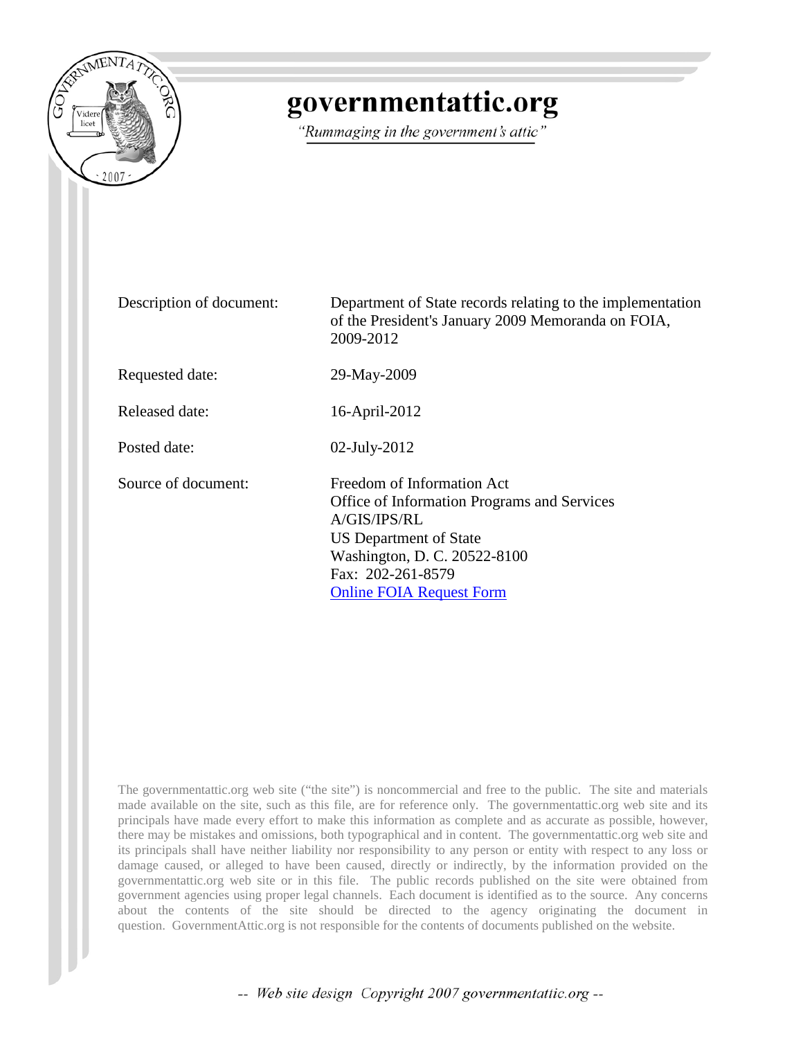# governmentattic.org

*"Rummaging in the government's attic"*

| | |
|---|---|
| Description of document: | Department of State records relating to the implementation of the President's January 2009 Memoranda on FOIA, 2009-2012 |
| Requested date: | 29-May-2009 |
| Released date: | 16-April-2012 |
| Posted date: | 02-July-2012 |
| Source of document: | Freedom of Information Act<br>Office of Information Programs and Services<br>A/GIS/IPS/RL<br>US Department of State<br>Washington, D. C. 20522-8100<br>Fax: 202-261-8579<br>Online FOIA Request Form |

The governmentattic.org web site ("the site") is noncommercial and free to the public. The site and materials made available on the site, such as this file, are for reference only. The governmentattic.org web site and its principals have made every effort to make this information as complete and as accurate as possible, however, there may be mistakes and omissions, both typographical and in content. The governmentattic.org web site and its principals shall have neither liability nor responsibility to any person or entity with respect to any loss or damage caused, or alleged to have been caused, directly or indirectly, by the information provided on the governmentattic.org web site or in this file. The public records published on the site were obtained from government agencies using proper legal channels. Each document is identified as to the source. Any concerns about the contents of the site should be directed to the agency originating the document in question. GovernmentAttic.org is not responsible for the contents of documents published on the website.

-- Web site design Copyright 2007 governmentattic.org --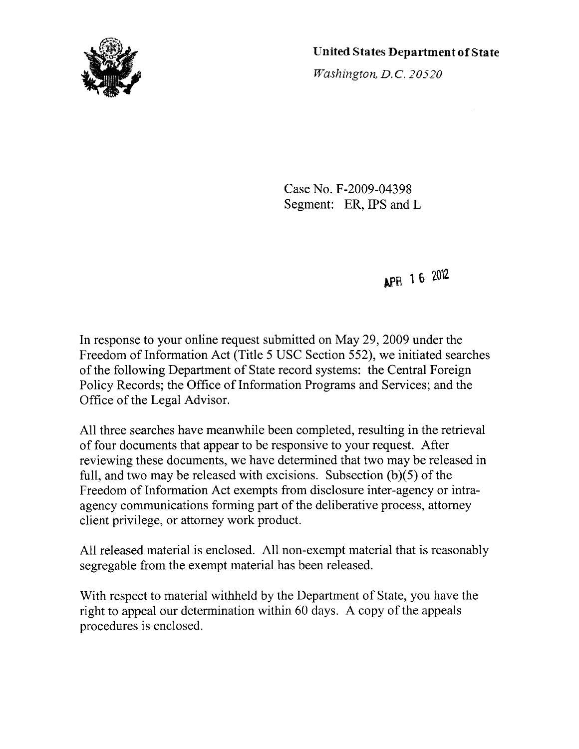**United States Department of State**

*Washington, D.C. 20520*

Case No. F-2009-04398
Segment: ER, IPS and L

APR 16 2012

In response to your online request submitted on May 29, 2009 under the Freedom of Information Act (Title 5 USC Section 552), we initiated searches of the following Department of State record systems: the Central Foreign Policy Records; the Office of Information Programs and Services; and the Office of the Legal Advisor.

All three searches have meanwhile been completed, resulting in the retrieval of four documents that appear to be responsive to your request. After reviewing these documents, we have determined that two may be released in full, and two may be released with excisions. Subsection (b)(5) of the Freedom of Information Act exempts from disclosure inter-agency or intra-agency communications forming part of the deliberative process, attorney client privilege, or attorney work product.

All released material is enclosed. All non-exempt material that is reasonably segregable from the exempt material has been released.

With respect to material withheld by the Department of State, you have the right to appeal our determination within 60 days. A copy of the appeals procedures is enclosed.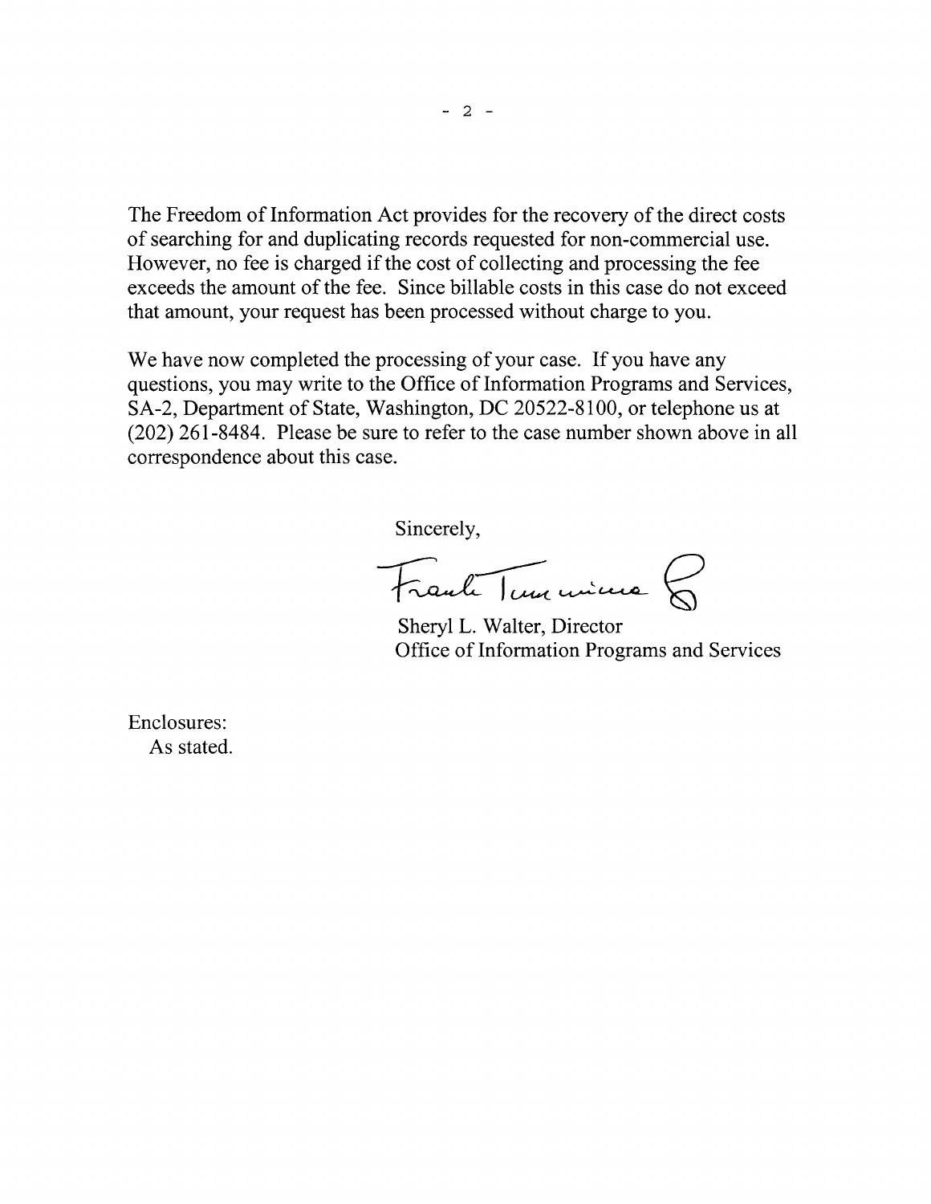The Freedom of Information Act provides for the recovery of the direct costs of searching for and duplicating records requested for non-commercial use. However, no fee is charged if the cost of collecting and processing the fee exceeds the amount of the fee. Since billable costs in this case do not exceed that amount, your request has been processed without charge to you.

We have now completed the processing of your case. If you have any questions, you may write to the Office of Information Programs and Services, SA-2, Department of State, Washington, DC 20522-8100, or telephone us at (202) 261-8484. Please be sure to refer to the case number shown above in all correspondence about this case.

Sincerely,

Frank Tumminia

Sheryl L. Walter, Director
Office of Information Programs and Services

Enclosures:
As stated.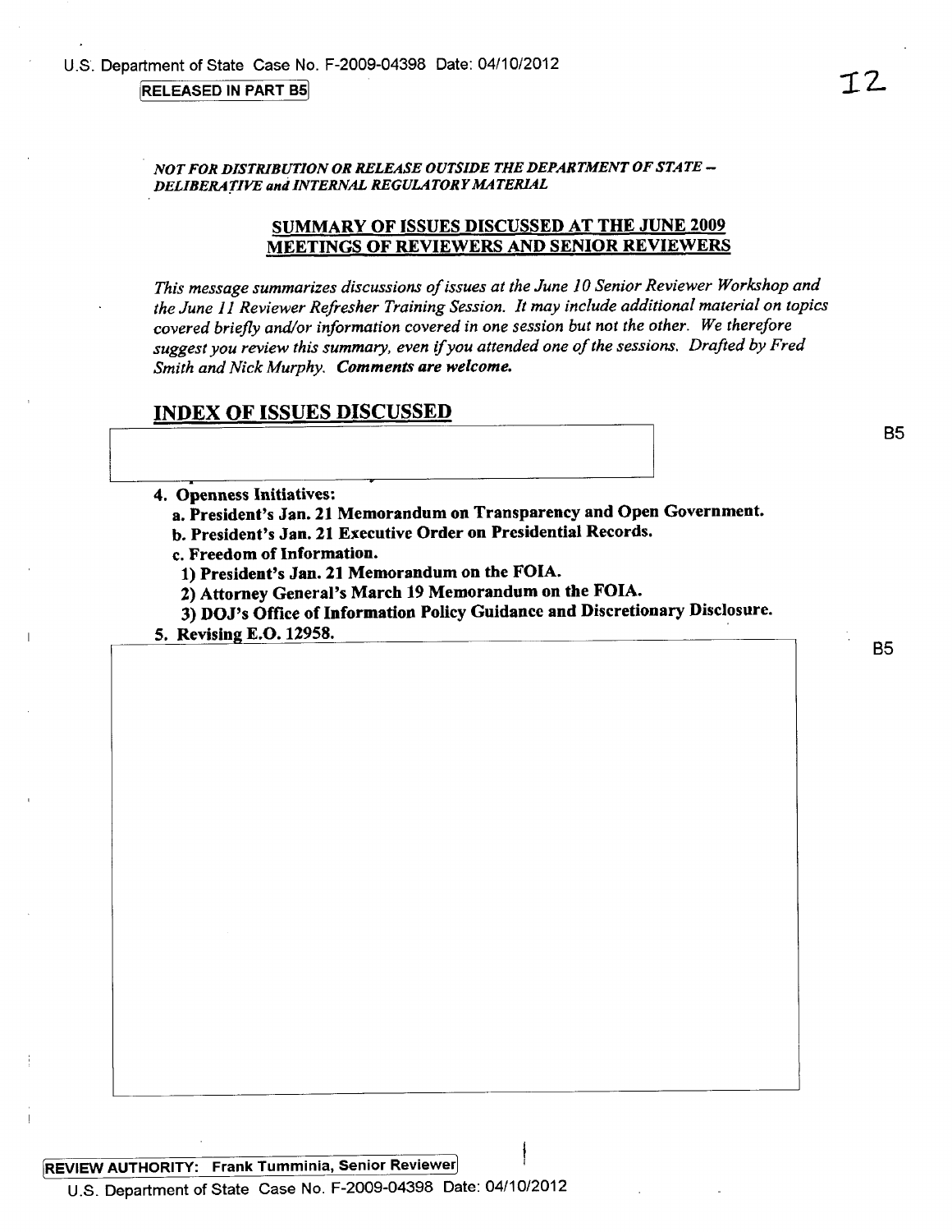RELEASED IN PART B5

*NOT FOR DISTRIBUTION OR RELEASE OUTSIDE THE DEPARTMENT OF STATE – DELIBERATIVE and INTERNAL REGULATORY MATERIAL*

## SUMMARY OF ISSUES DISCUSSED AT THE JUNE 2009 MEETINGS OF REVIEWERS AND SENIOR REVIEWERS

*This message summarizes discussions of issues at the June 10 Senior Reviewer Workshop and the June 11 Reviewer Refresher Training Session. It may include additional material on topics covered briefly and/or information covered in one session but not the other. We therefore suggest you review this summary, even if you attended one of the sessions. Drafted by Fred Smith and Nick Murphy.* ***Comments are welcome.***

## INDEX OF ISSUES DISCUSSED

B5

4. **Openness Initiatives:**
   a. **President's Jan. 21 Memorandum on Transparency and Open Government.**
   b. **President's Jan. 21 Executive Order on Presidential Records.**
   c. **Freedom of Information.**
      1) **President's Jan. 21 Memorandum on the FOIA.**
      2) **Attorney General's March 19 Memorandum on the FOIA.**
      3) **DOJ's Office of Information Policy Guidance and Discretionary Disclosure.**
5. **Revising E.O. 12958.**

B5

REVIEW AUTHORITY: Frank Tumminia, Senior Reviewer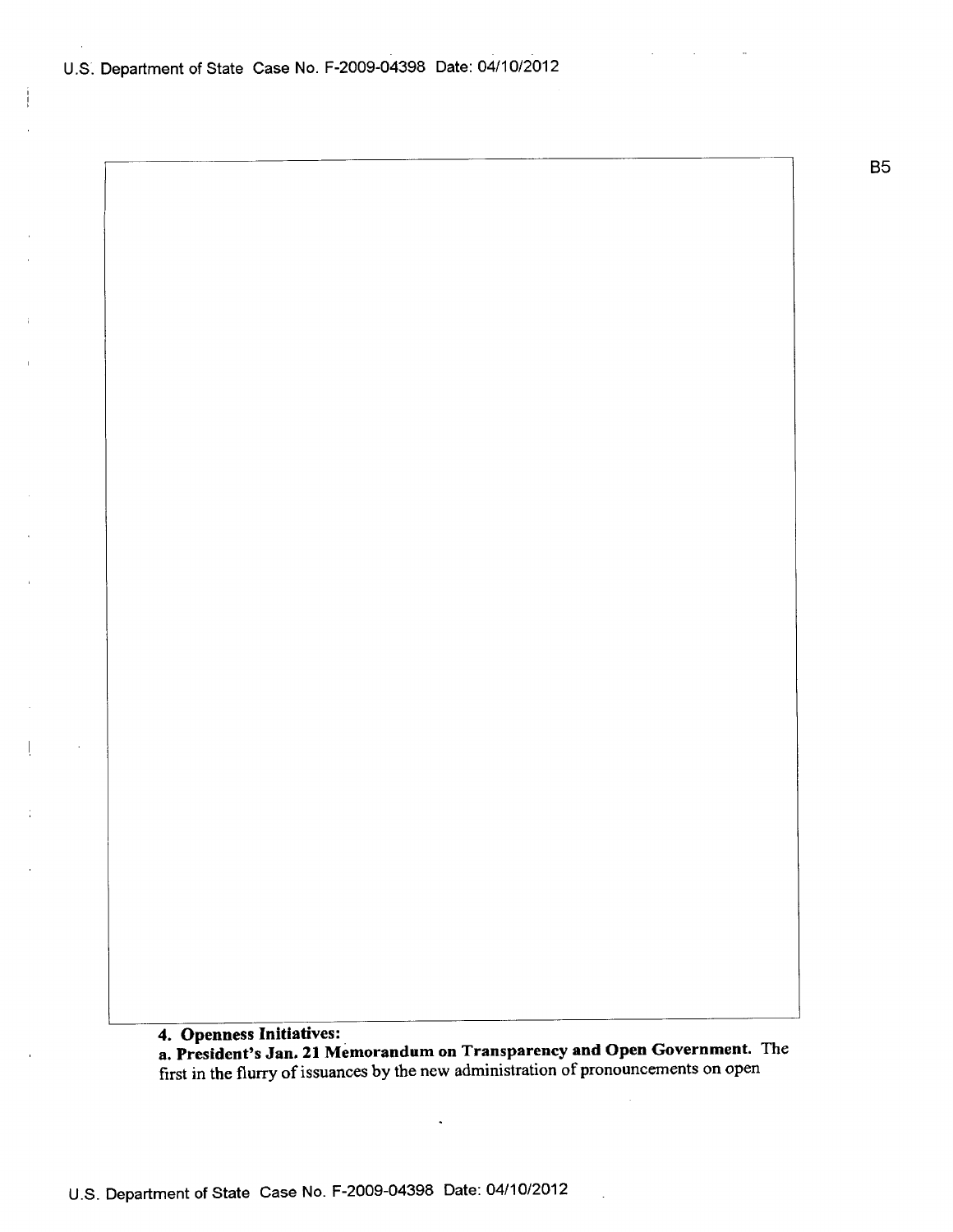B5

**4. Openness Initiatives:**

**a. President's Jan. 21 Memorandum on Transparency and Open Government.** The first in the flurry of issuances by the new administration of pronouncements on open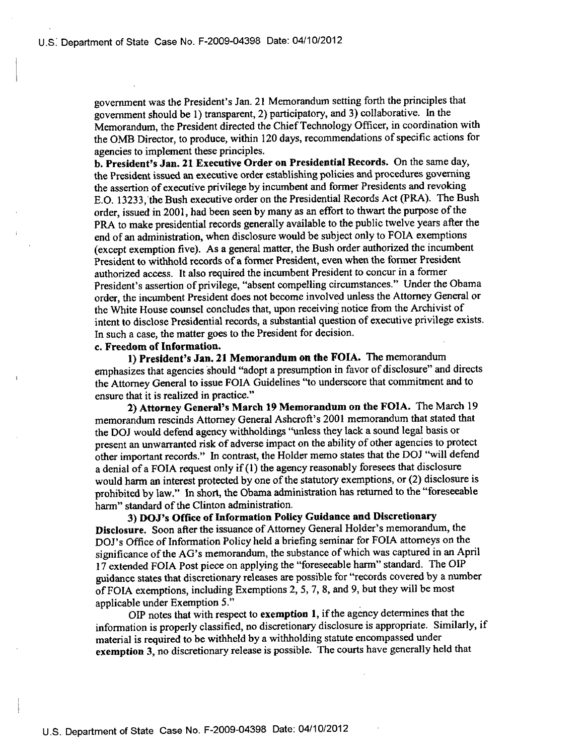government was the President's Jan. 21 Memorandum setting forth the principles that government should be 1) transparent, 2) participatory, and 3) collaborative. In the Memorandum, the President directed the Chief Technology Officer, in coordination with the OMB Director, to produce, within 120 days, recommendations of specific actions for agencies to implement these principles.

**b. President's Jan. 21 Executive Order on Presidential Records.** On the same day, the President issued an executive order establishing policies and procedures governing the assertion of executive privilege by incumbent and former Presidents and revoking E.O. 13233, the Bush executive order on the Presidential Records Act (PRA). The Bush order, issued in 2001, had been seen by many as an effort to thwart the purpose of the PRA to make presidential records generally available to the public twelve years after the end of an administration, when disclosure would be subject only to FOIA exemptions (except exemption five). As a general matter, the Bush order authorized the incumbent President to withhold records of a former President, even when the former President authorized access. It also required the incumbent President to concur in a former President's assertion of privilege, "absent compelling circumstances." Under the Obama order, the incumbent President does not become involved unless the Attorney General or the White House counsel concludes that, upon receiving notice from the Archivist of intent to disclose Presidential records, a substantial question of executive privilege exists. In such a case, the matter goes to the President for decision.

**c. Freedom of Information.**

**1) President's Jan. 21 Memorandum on the FOIA.** The memorandum emphasizes that agencies should "adopt a presumption in favor of disclosure" and directs the Attorney General to issue FOIA Guidelines "to underscore that commitment and to ensure that it is realized in practice."

**2) Attorney General's March 19 Memorandum on the FOIA.** The March 19 memorandum rescinds Attorney General Ashcroft's 2001 memorandum that stated that the DOJ would defend agency withholdings "unless they lack a sound legal basis or present an unwarranted risk of adverse impact on the ability of other agencies to protect other important records." In contrast, the Holder memo states that the DOJ "will defend a denial of a FOIA request only if (1) the agency reasonably foresees that disclosure would harm an interest protected by one of the statutory exemptions, or (2) disclosure is prohibited by law." In short, the Obama administration has returned to the "foreseeable harm" standard of the Clinton administration.

**3) DOJ's Office of Information Policy Guidance and Discretionary Disclosure.** Soon after the issuance of Attorney General Holder's memorandum, the DOJ's Office of Information Policy held a briefing seminar for FOIA attorneys on the significance of the AG's memorandum, the substance of which was captured in an April 17 extended FOIA Post piece on applying the "foreseeable harm" standard. The OIP guidance states that discretionary releases are possible for "records covered by a number of FOIA exemptions, including Exemptions 2, 5, 7, 8, and 9, but they will be most applicable under Exemption 5."

OIP notes that with respect to **exemption 1**, if the agency determines that the information is properly classified, no discretionary disclosure is appropriate. Similarly, if material is required to be withheld by a withholding statute encompassed under **exemption 3**, no discretionary release is possible. The courts have generally held that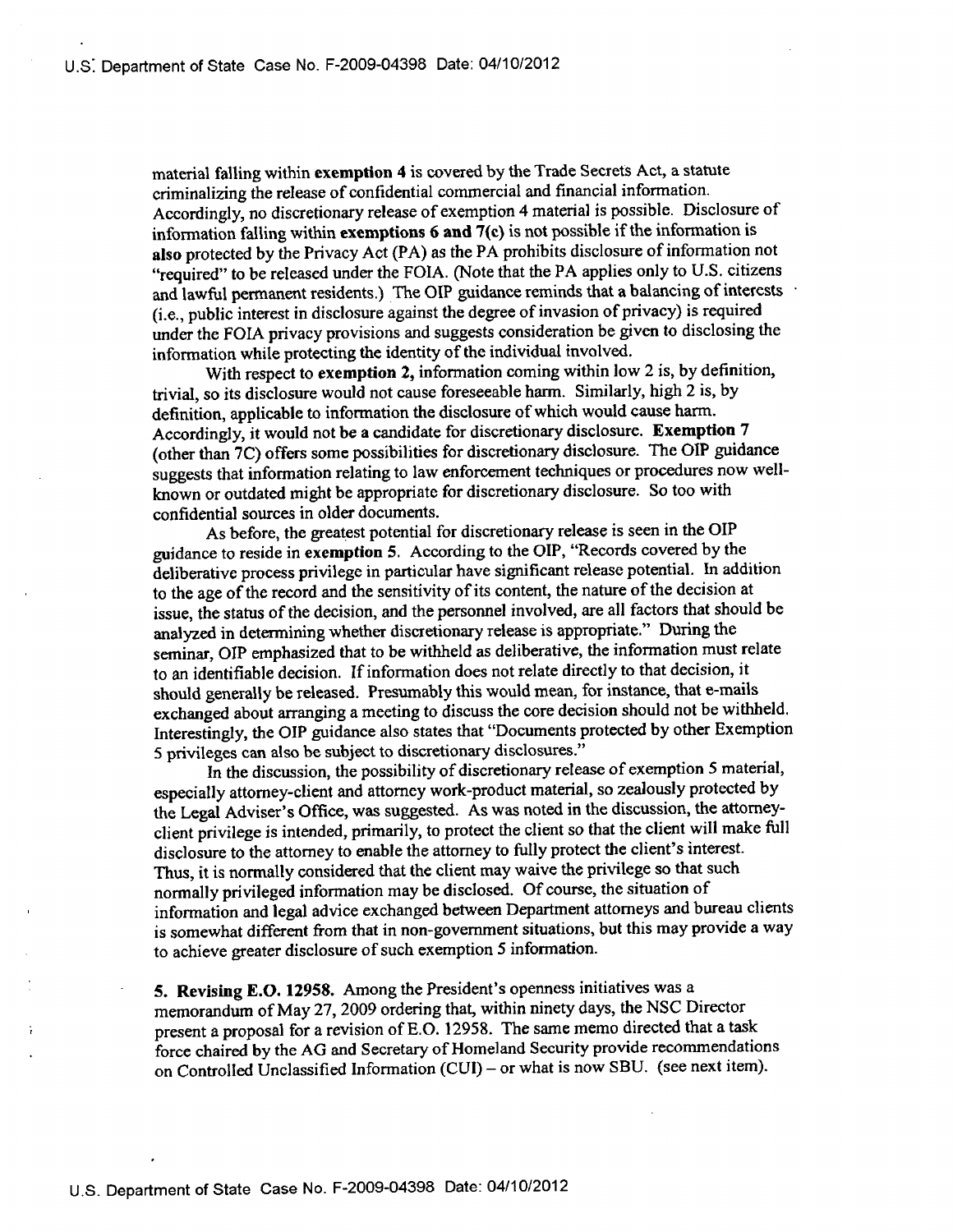material falling within **exemption 4** is covered by the Trade Secrets Act, a statute criminalizing the release of confidential commercial and financial information. Accordingly, no discretionary release of exemption 4 material is possible. Disclosure of information falling within **exemptions 6 and 7(c)** is not possible if the information is **also** protected by the Privacy Act (PA) as the PA prohibits disclosure of information not "required" to be released under the FOIA. (Note that the PA applies only to U.S. citizens and lawful permanent residents.) The OIP guidance reminds that a balancing of interests (i.e., public interest in disclosure against the degree of invasion of privacy) is required under the FOIA privacy provisions and suggests consideration be given to disclosing the information while protecting the identity of the individual involved.

With respect to **exemption 2,** information coming within low 2 is, by definition, trivial, so its disclosure would not cause foreseeable harm. Similarly, high 2 is, by definition, applicable to information the disclosure of which would cause harm. Accordingly, it would not be a candidate for discretionary disclosure. **Exemption 7** (other than 7C) offers some possibilities for discretionary disclosure. The OIP guidance suggests that information relating to law enforcement techniques or procedures now well-known or outdated might be appropriate for discretionary disclosure. So too with confidential sources in older documents.

As before, the greatest potential for discretionary release is seen in the OIP guidance to reside in **exemption 5**. According to the OIP, "Records covered by the deliberative process privilege in particular have significant release potential. In addition to the age of the record and the sensitivity of its content, the nature of the decision at issue, the status of the decision, and the personnel involved, are all factors that should be analyzed in determining whether discretionary release is appropriate." During the seminar, OIP emphasized that to be withheld as deliberative, the information must relate to an identifiable decision. If information does not relate directly to that decision, it should generally be released. Presumably this would mean, for instance, that e-mails exchanged about arranging a meeting to discuss the core decision should not be withheld. Interestingly, the OIP guidance also states that "Documents protected by other Exemption 5 privileges can also be subject to discretionary disclosures."

In the discussion, the possibility of discretionary release of exemption 5 material, especially attorney-client and attorney work-product material, so zealously protected by the Legal Adviser's Office, was suggested. As was noted in the discussion, the attorney-client privilege is intended, primarily, to protect the client so that the client will make full disclosure to the attorney to enable the attorney to fully protect the client's interest. Thus, it is normally considered that the client may waive the privilege so that such normally privileged information may be disclosed. Of course, the situation of information and legal advice exchanged between Department attorneys and bureau clients is somewhat different from that in non-government situations, but this may provide a way to achieve greater disclosure of such exemption 5 information.

**5. Revising E.O. 12958.** Among the President's openness initiatives was a memorandum of May 27, 2009 ordering that, within ninety days, the NSC Director present a proposal for a revision of E.O. 12958. The same memo directed that a task force chaired by the AG and Secretary of Homeland Security provide recommendations on Controlled Unclassified Information (CUI) – or what is now SBU. (see next item).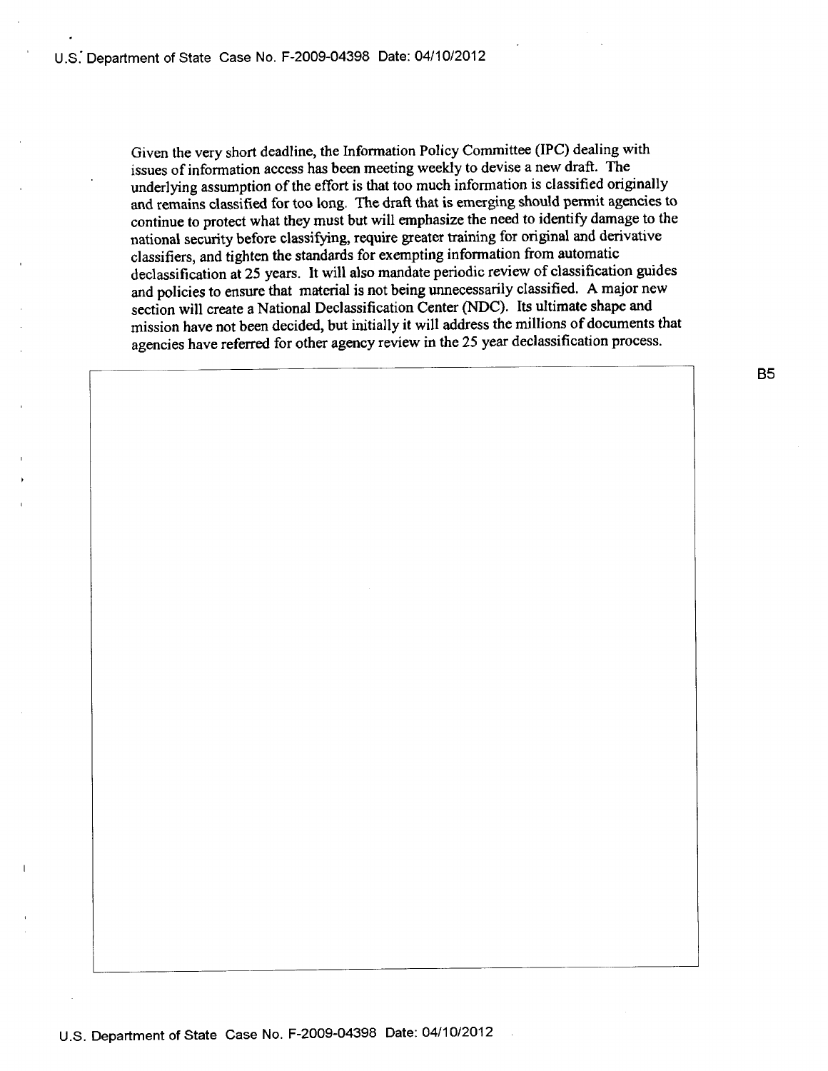Given the very short deadline, the Information Policy Committee (IPC) dealing with issues of information access has been meeting weekly to devise a new draft. The underlying assumption of the effort is that too much information is classified originally and remains classified for too long. The draft that is emerging should permit agencies to continue to protect what they must but will emphasize the need to identify damage to the national security before classifying, require greater training for original and derivative classifiers, and tighten the standards for exempting information from automatic declassification at 25 years. It will also mandate periodic review of classification guides and policies to ensure that material is not being unnecessarily classified. A major new section will create a National Declassification Center (NDC). Its ultimate shape and mission have not been decided, but initially it will address the millions of documents that agencies have referred for other agency review in the 25 year declassification process.

B5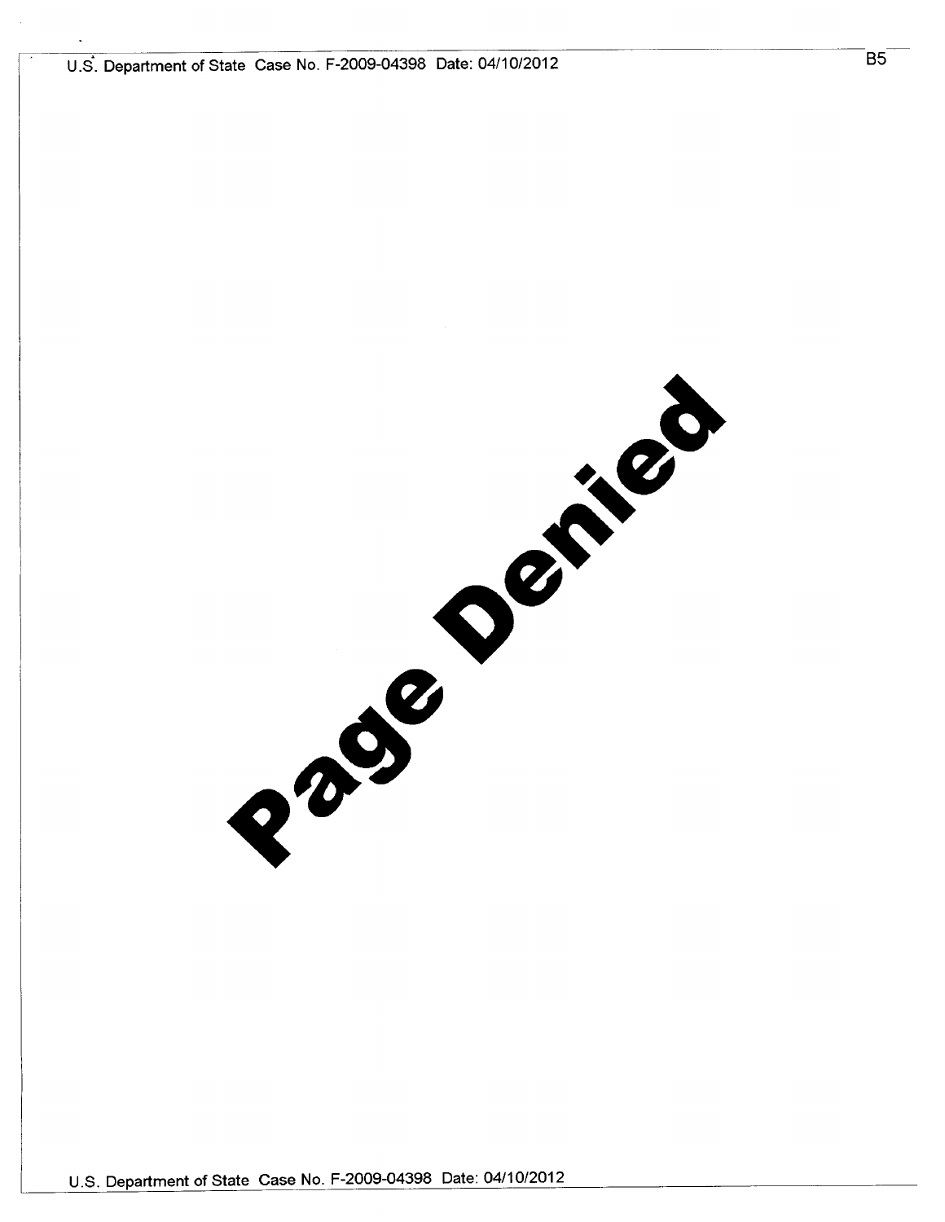B5

Page Denied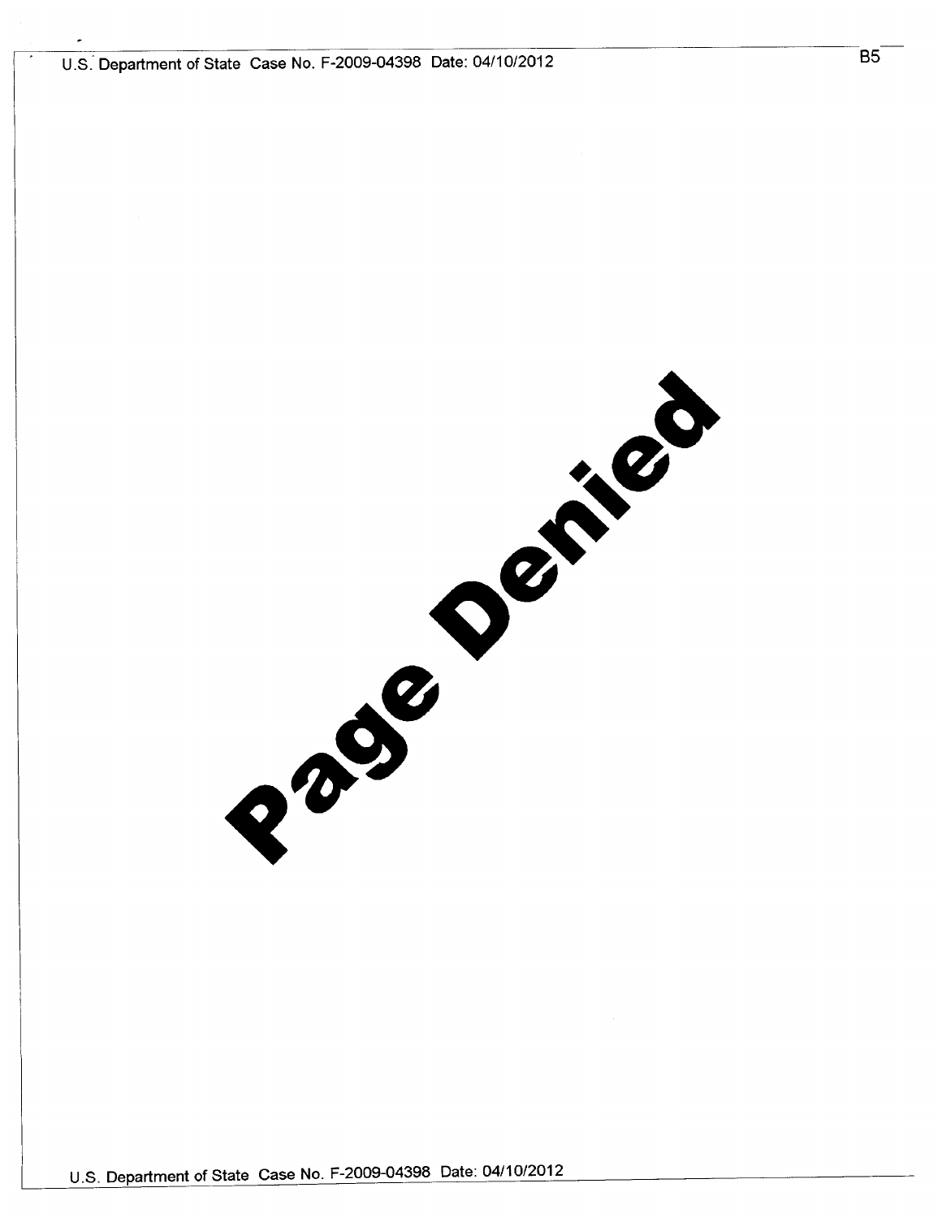B5

Page Denied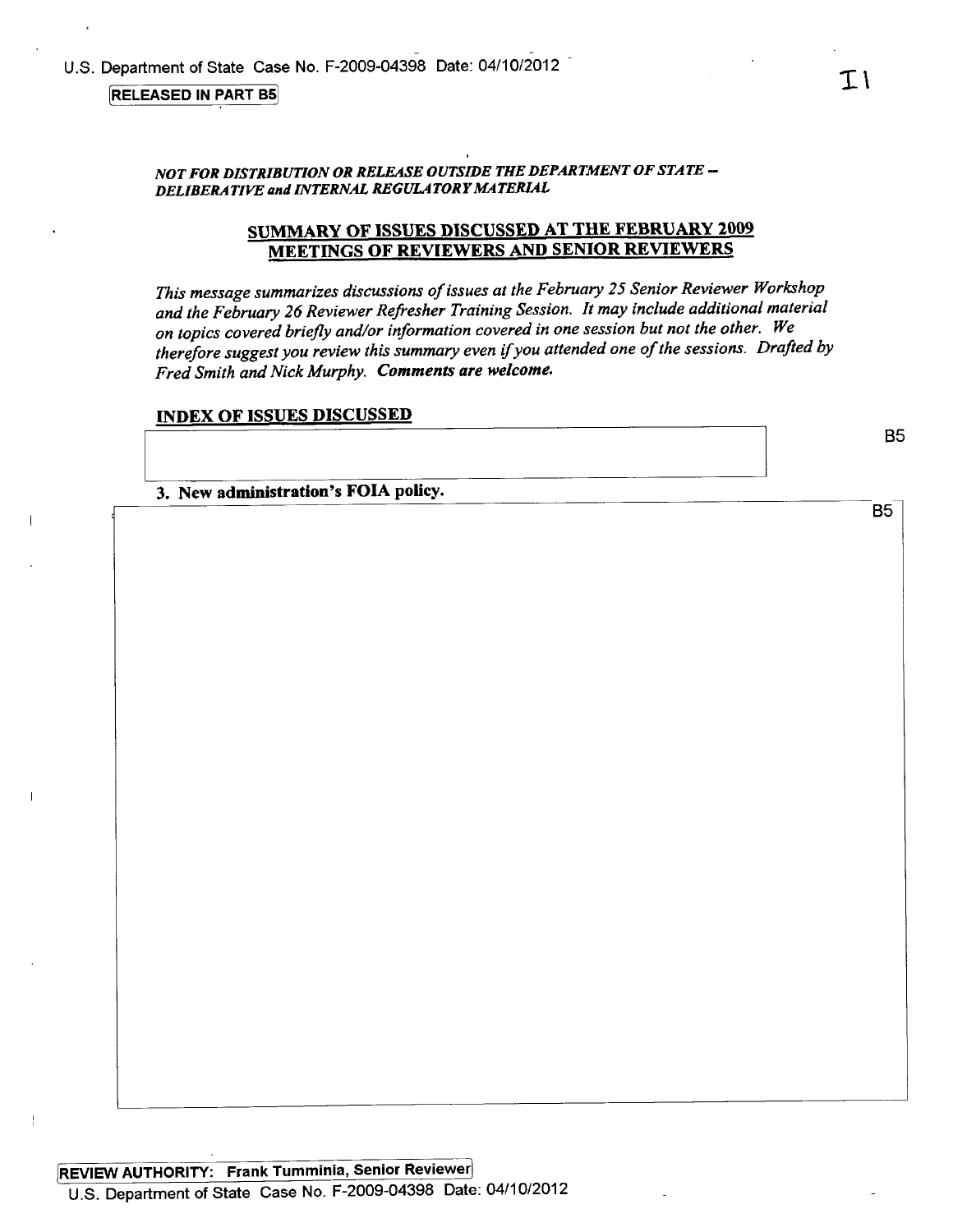RELEASED IN PART B5

*NOT FOR DISTRIBUTION OR RELEASE OUTSIDE THE DEPARTMENT OF STATE – DELIBERATIVE and INTERNAL REGULATORY MATERIAL*

## SUMMARY OF ISSUES DISCUSSED AT THE FEBRUARY 2009 MEETINGS OF REVIEWERS AND SENIOR REVIEWERS

*This message summarizes discussions of issues at the February 25 Senior Reviewer Workshop and the February 26 Reviewer Refresher Training Session. It may include additional material on topics covered briefly and/or information covered in one session but not the other. We therefore suggest you review this summary even if you attended one of the sessions. Drafted by Fred Smith and Nick Murphy.* ***Comments are welcome.***

### INDEX OF ISSUES DISCUSSED

B5

**3. New administration's FOIA policy.**

B5

REVIEW AUTHORITY: Frank Tumminia, Senior Reviewer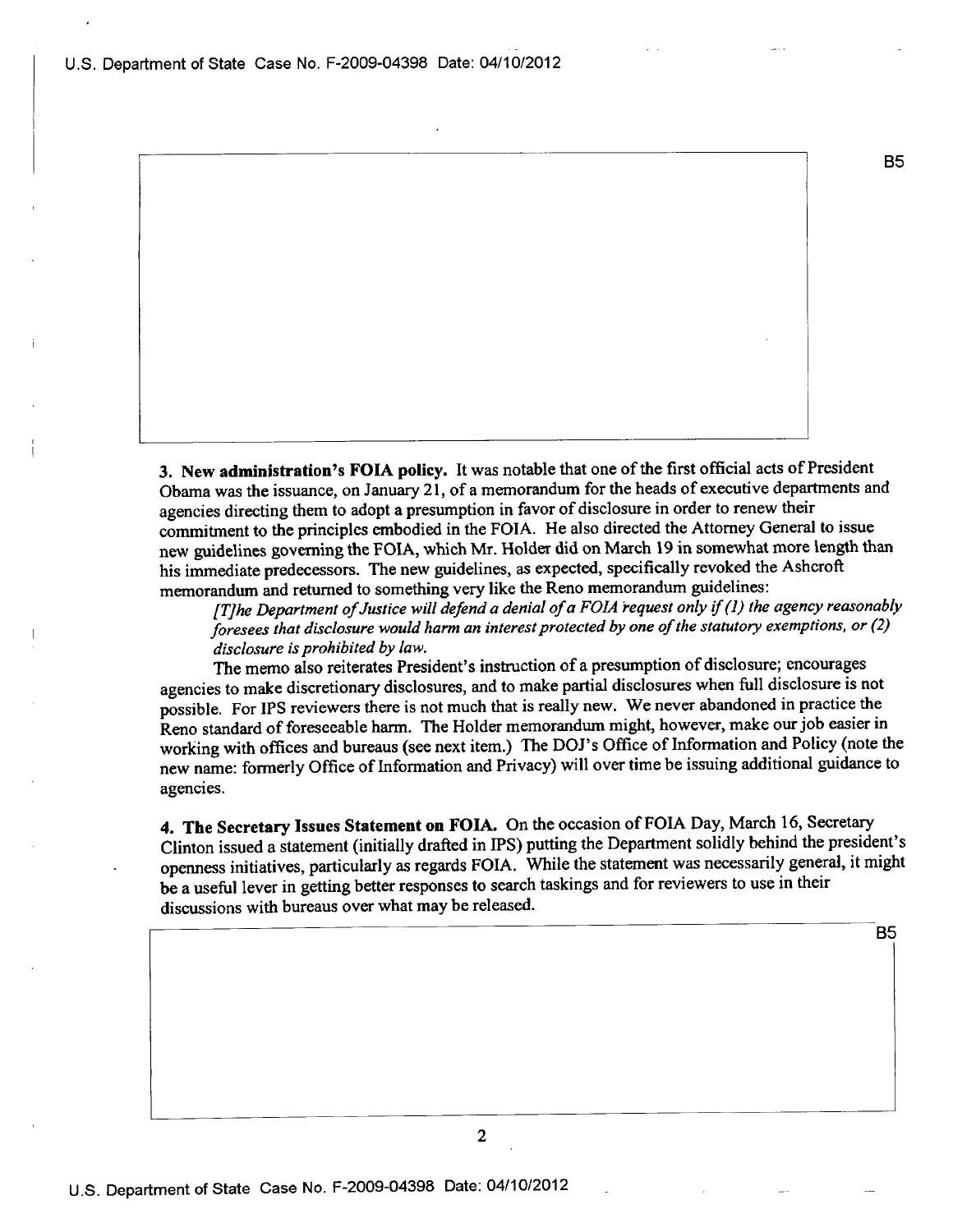B5

**3. New administration's FOIA policy.** It was notable that one of the first official acts of President Obama was the issuance, on January 21, of a memorandum for the heads of executive departments and agencies directing them to adopt a presumption in favor of disclosure in order to renew their commitment to the principles embodied in the FOIA. He also directed the Attorney General to issue new guidelines governing the FOIA, which Mr. Holder did on March 19 in somewhat more length than his immediate predecessors. The new guidelines, as expected, specifically revoked the Ashcroft memorandum and returned to something very like the Reno memorandum guidelines:

*[T]he Department of Justice will defend a denial of a FOIA request only if (1) the agency reasonably foresees that disclosure would harm an interest protected by one of the statutory exemptions, or (2) disclosure is prohibited by law.*

The memo also reiterates President's instruction of a presumption of disclosure; encourages agencies to make discretionary disclosures, and to make partial disclosures when full disclosure is not possible. For IPS reviewers there is not much that is really new. We never abandoned in practice the Reno standard of foreseeable harm. The Holder memorandum might, however, make our job easier in working with offices and bureaus (see next item.) The DOJ's Office of Information and Policy (note the new name: formerly Office of Information and Privacy) will over time be issuing additional guidance to agencies.

**4. The Secretary Issues Statement on FOIA.** On the occasion of FOIA Day, March 16, Secretary Clinton issued a statement (initially drafted in IPS) putting the Department solidly behind the president's openness initiatives, particularly as regards FOIA. While the statement was necessarily general, it might be a useful lever in getting better responses to search taskings and for reviewers to use in their discussions with bureaus over what may be released.

B5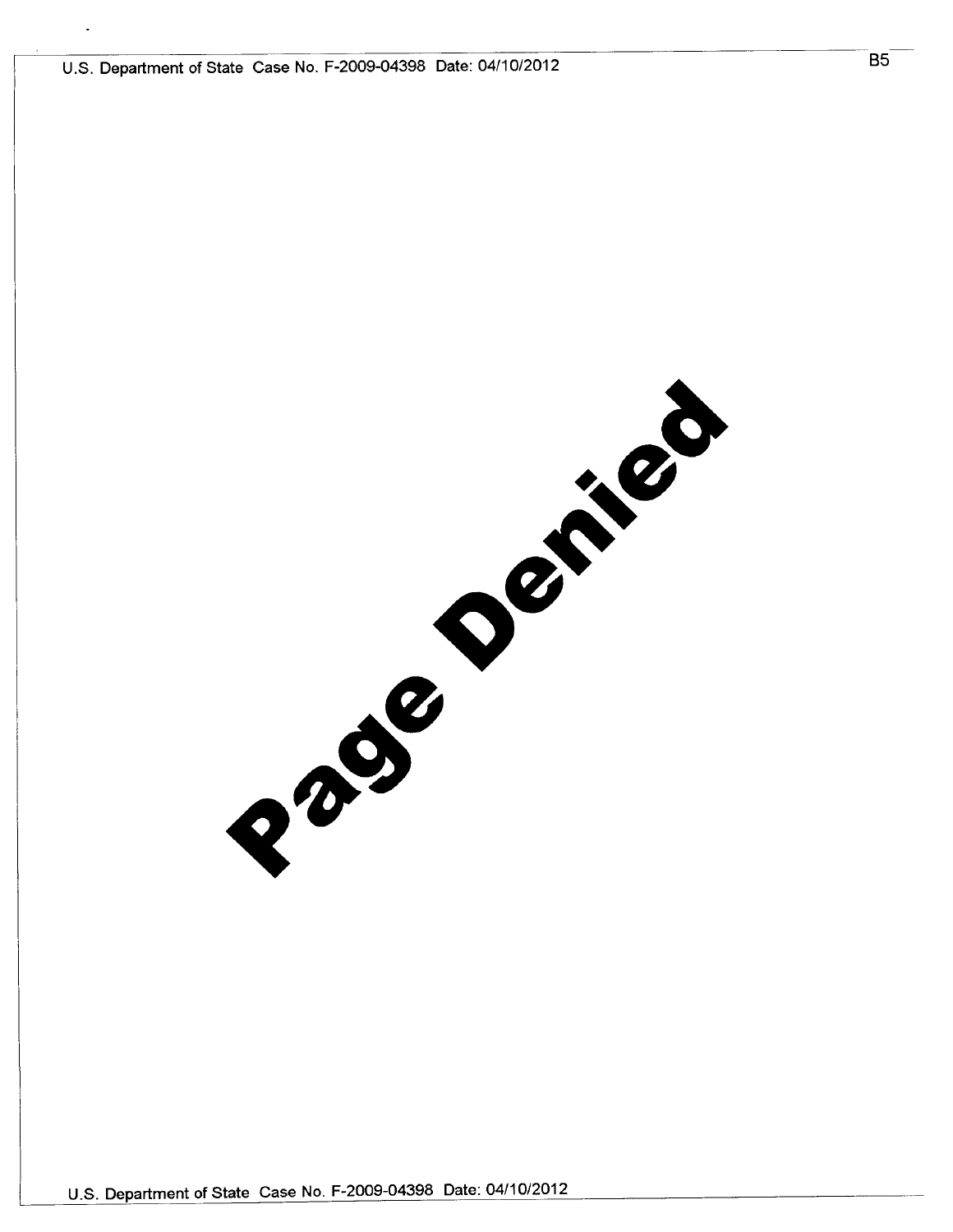B5

Page Denied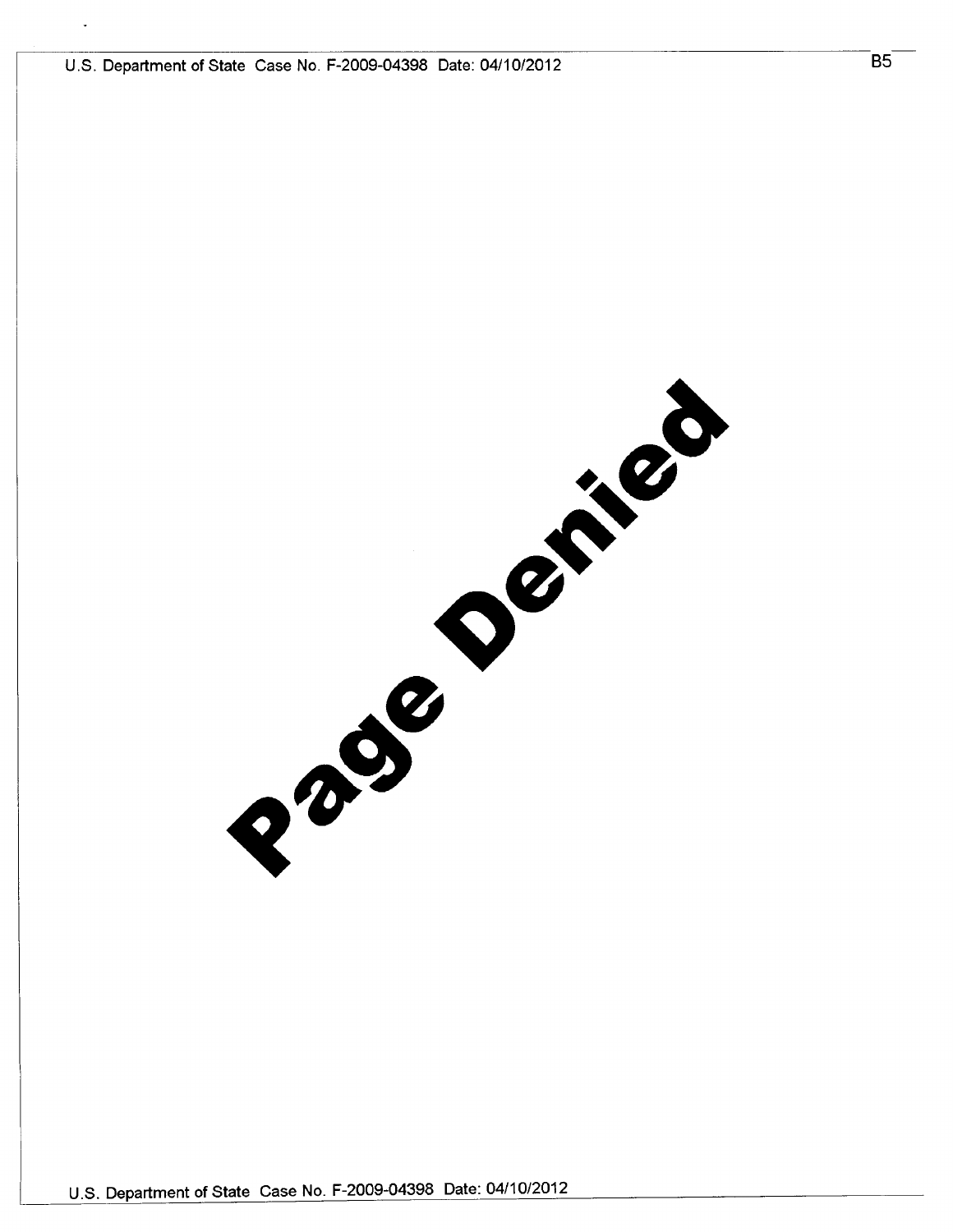B5

Page Denied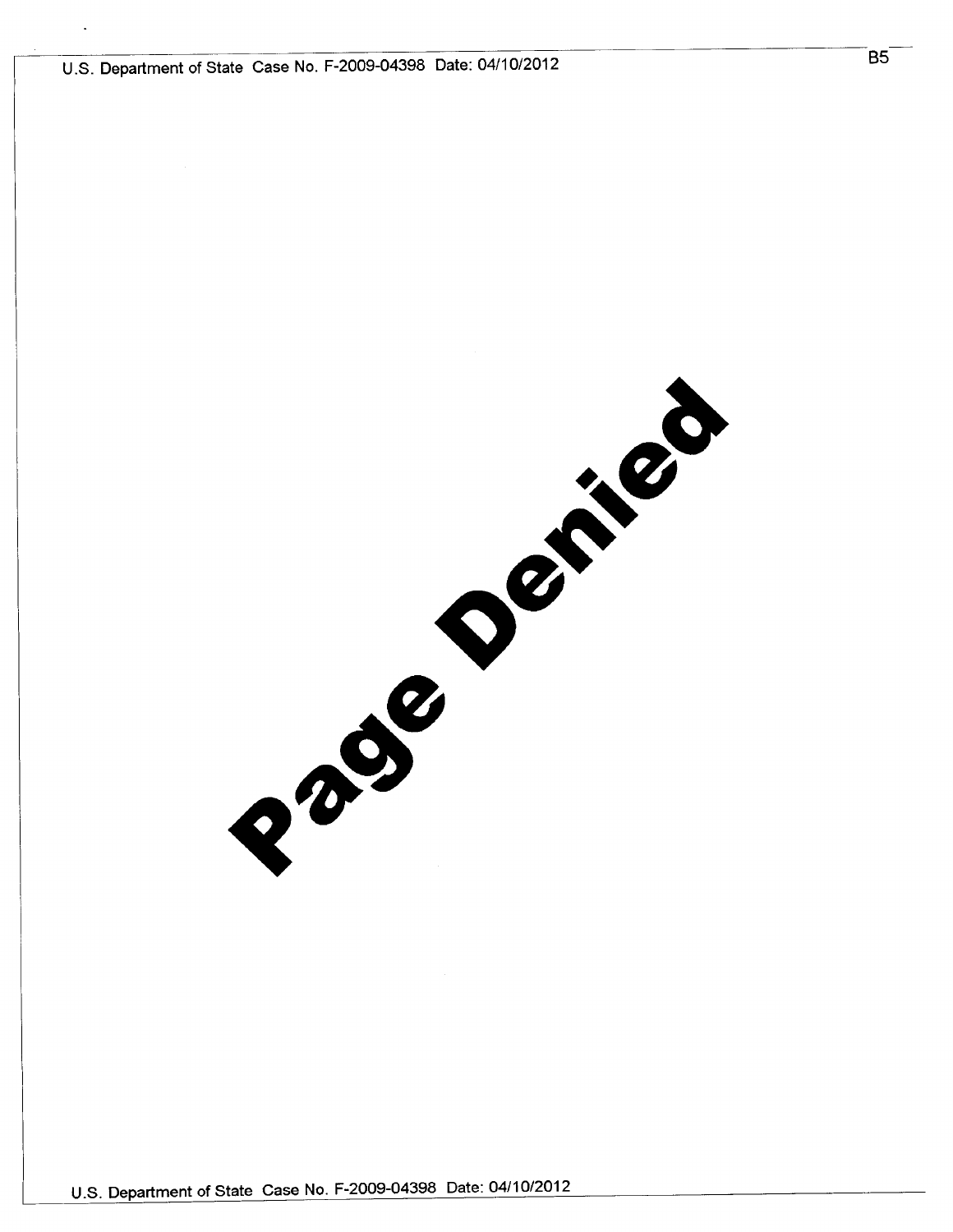B5

Page Denied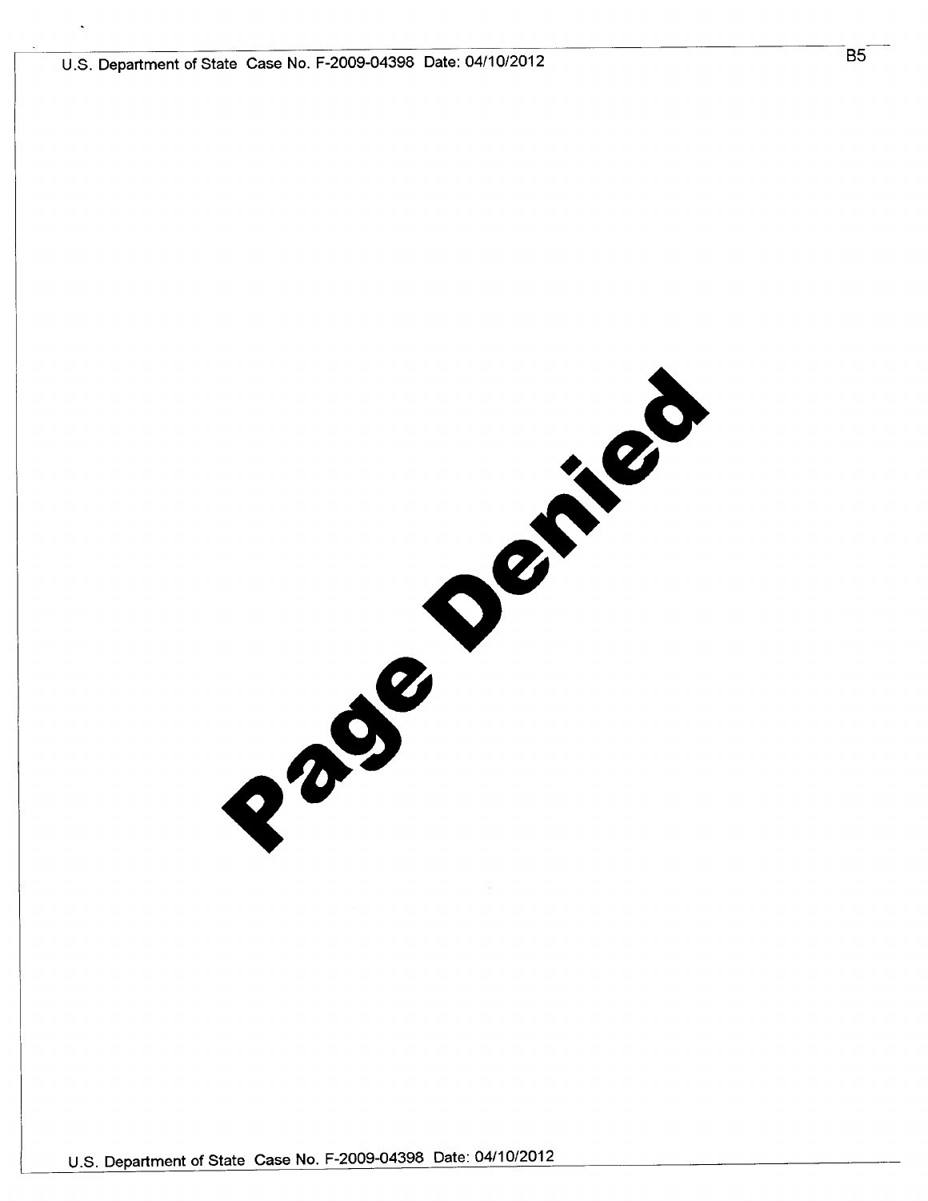B5

Page Denied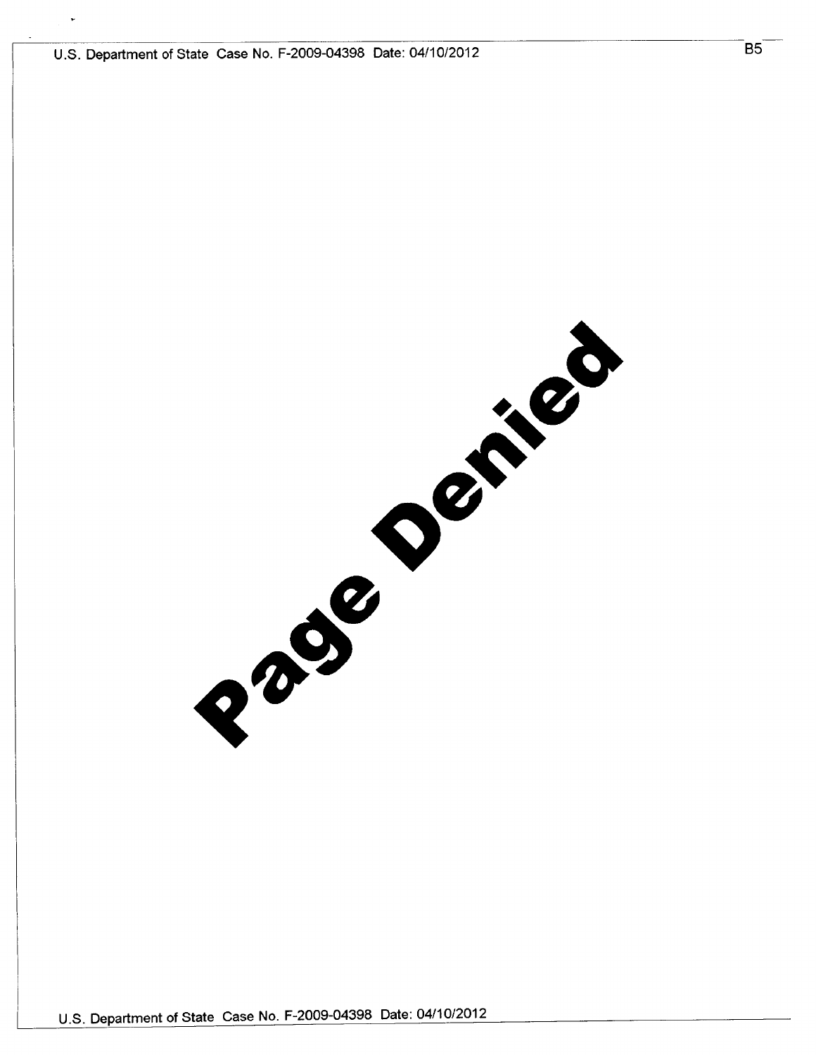B5

Page Denied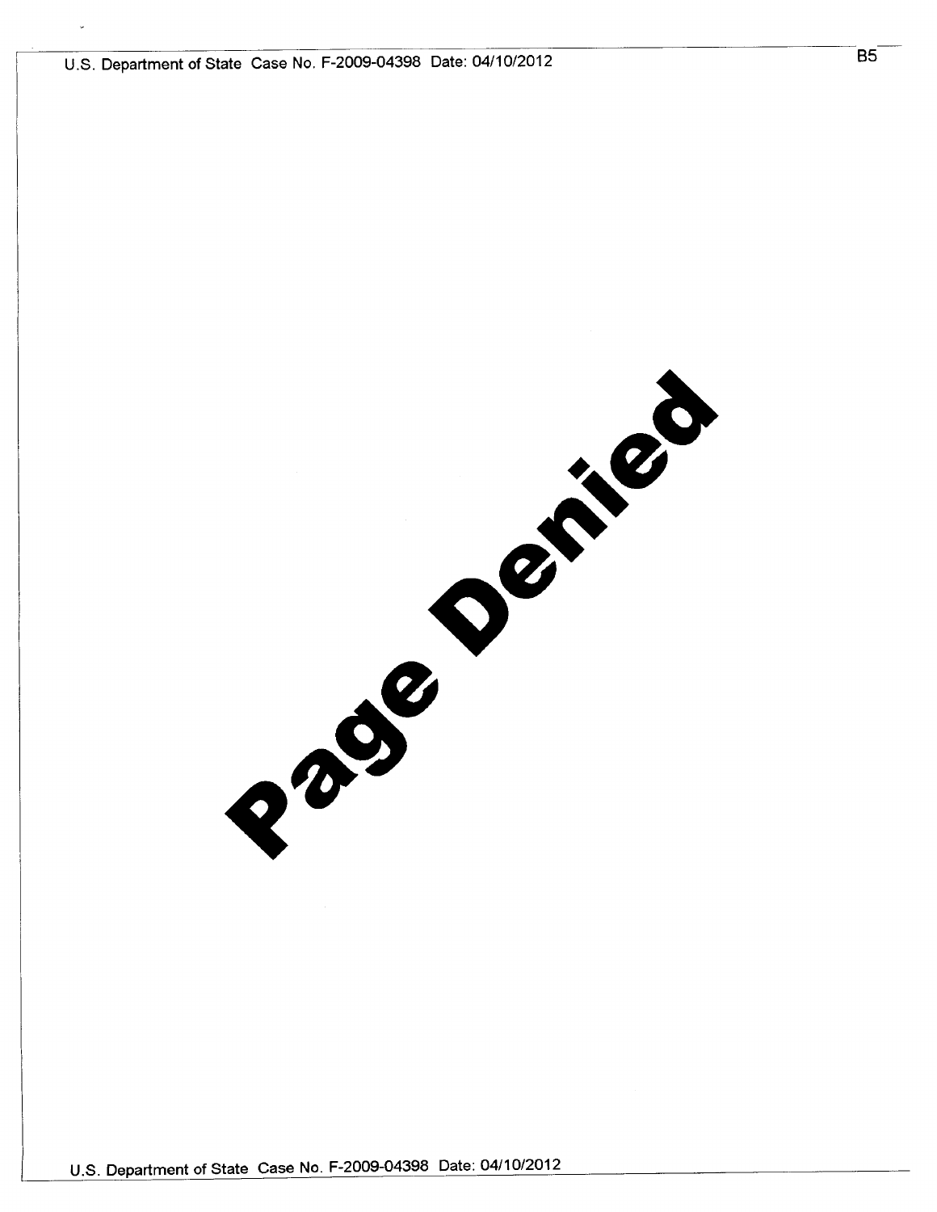B5

Page Denied